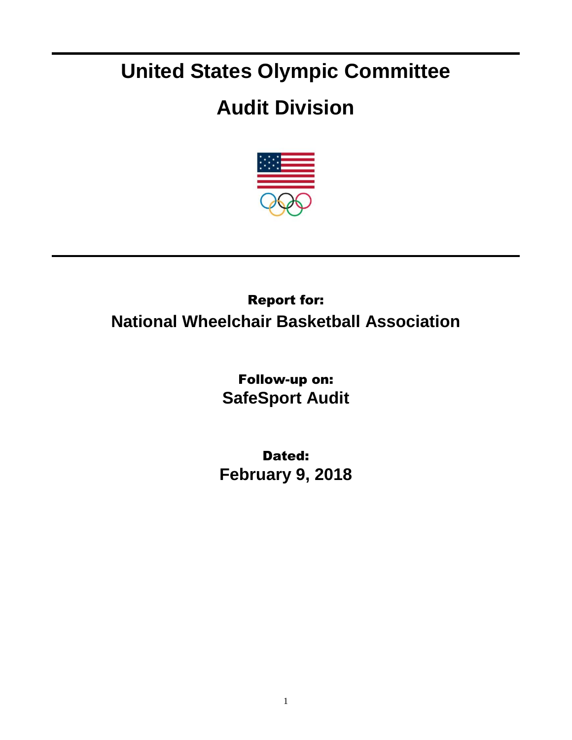# United States Olympic Committee

# Audit Division

**Report for:**

**National Wheelchair Basketball Association**

**Follow-up on:**

**SafeSport Audit**

**Dated:**

**February 9, 2018**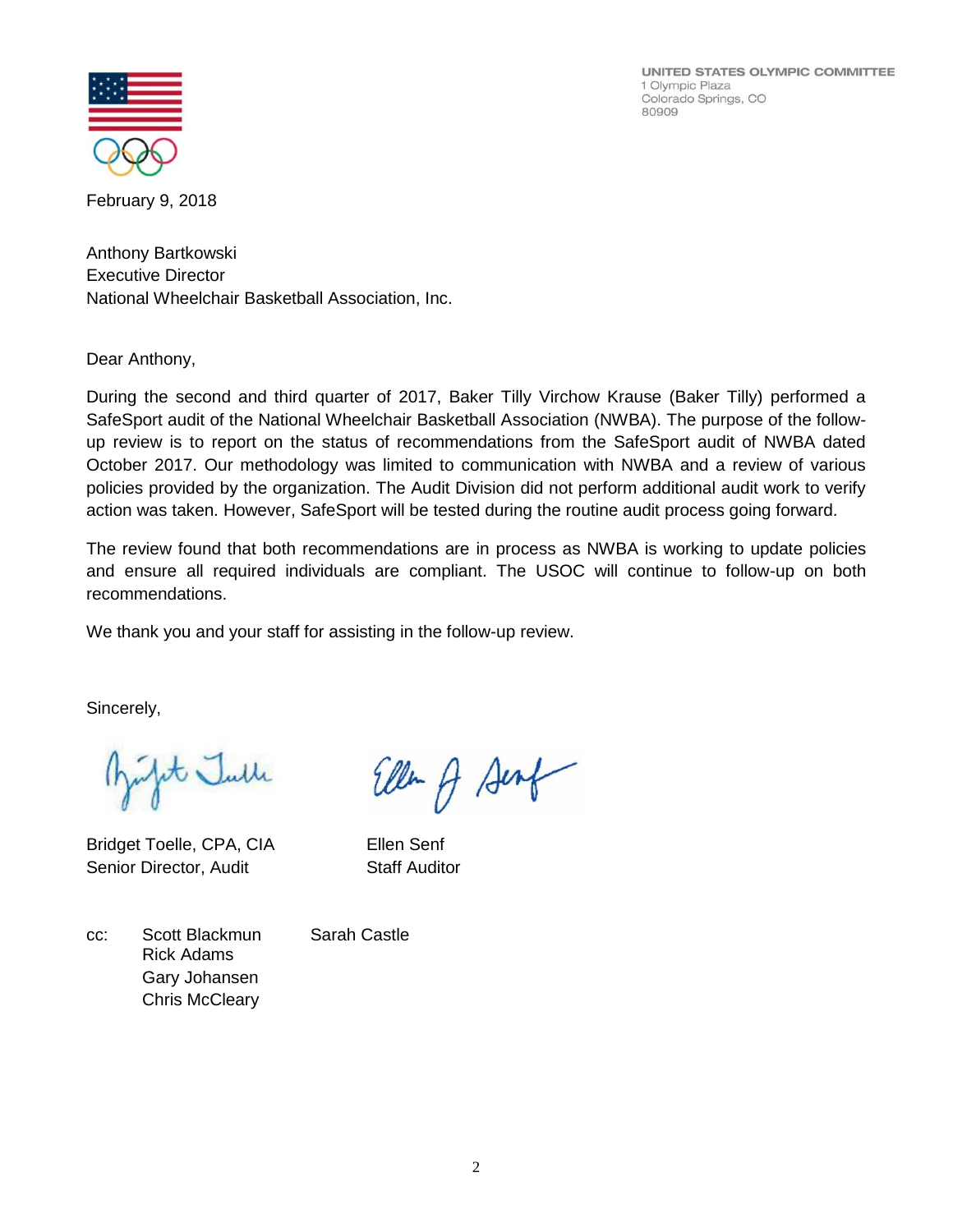UNITED STATES OLYMPIC COMMITTEE
1 Olympic Plaza
Colorado Springs, CO
80909

February 9, 2018

Anthony Bartkowski
Executive Director
National Wheelchair Basketball Association, Inc.

Dear Anthony,

During the second and third quarter of 2017, Baker Tilly Virchow Krause (Baker Tilly) performed a SafeSport audit of the National Wheelchair Basketball Association (NWBA). The purpose of the follow-up review is to report on the status of recommendations from the SafeSport audit of NWBA dated October 2017. Our methodology was limited to communication with NWBA and a review of various policies provided by the organization. The Audit Division did not perform additional audit work to verify action was taken. However, SafeSport will be tested during the routine audit process going forward.

The review found that both recommendations are in process as NWBA is working to update policies and ensure all required individuals are compliant. The USOC will continue to follow-up on both recommendations.

We thank you and your staff for assisting in the follow-up review.

Sincerely,

Bridget Toelle, CPA, CIA
Senior Director, Audit

Ellen Senf
Staff Auditor

cc: Scott Blackmun
Rick Adams
Gary Johansen
Chris McCleary
Sarah Castle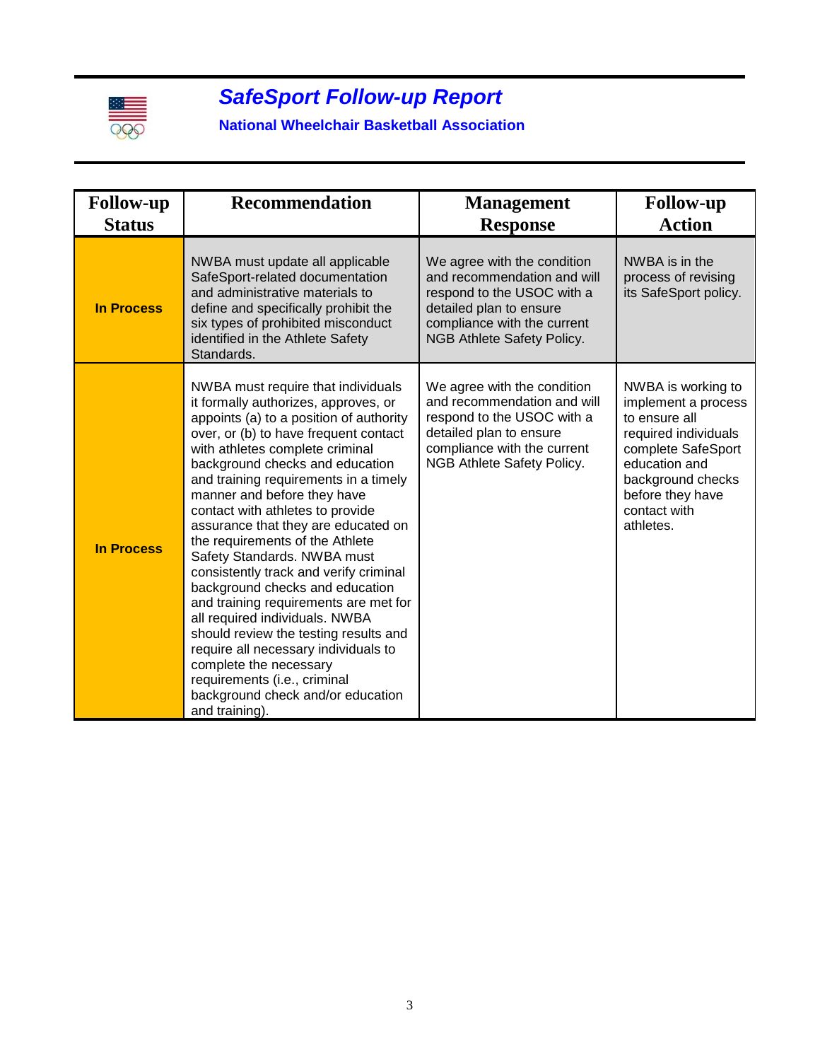# *SafeSport Follow-up Report*

**National Wheelchair Basketball Association**

| Follow-up Status | Recommendation | Management Response | Follow-up Action |
|---|---|---|---|
| **In Process** | NWBA must update all applicable SafeSport-related documentation and administrative materials to define and specifically prohibit the six types of prohibited misconduct identified in the Athlete Safety Standards. | We agree with the condition and recommendation and will respond to the USOC with a detailed plan to ensure compliance with the current NGB Athlete Safety Policy. | NWBA is in the process of revising its SafeSport policy. |
| **In Process** | NWBA must require that individuals it formally authorizes, approves, or appoints (a) to a position of authority over, or (b) to have frequent contact with athletes complete criminal background checks and education and training requirements in a timely manner and before they have contact with athletes to provide assurance that they are educated on the requirements of the Athlete Safety Standards. NWBA must consistently track and verify criminal background checks and education and training requirements are met for all required individuals. NWBA should review the testing results and require all necessary individuals to complete the necessary requirements (i.e., criminal background check and/or education and training). | We agree with the condition and recommendation and will respond to the USOC with a detailed plan to ensure compliance with the current NGB Athlete Safety Policy. | NWBA is working to implement a process to ensure all required individuals complete SafeSport education and background checks before they have contact with athletes. |